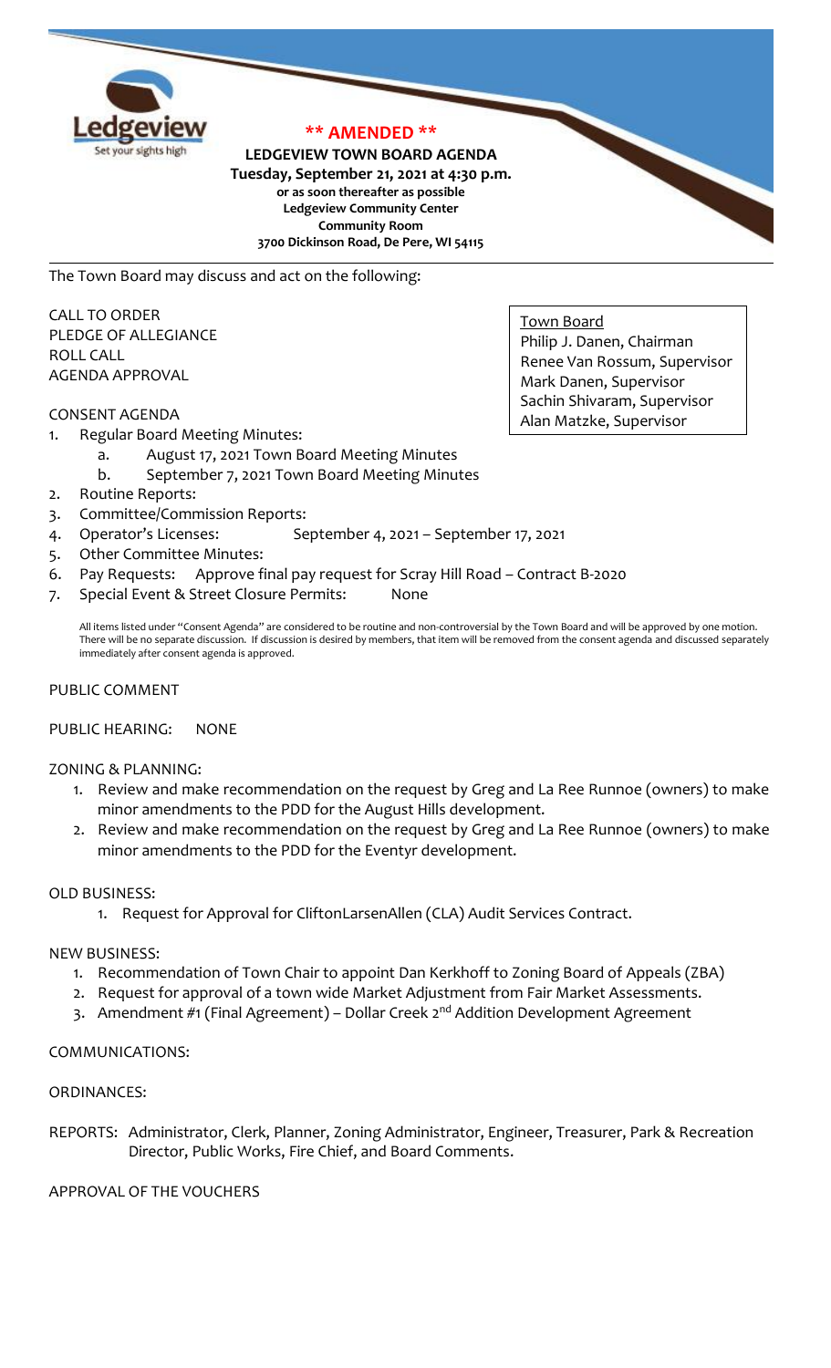**\*\* AMENDED \*\***

**LEDGEVIEW TOWN BOARD AGENDA**
**Tuesday, September 21, 2021 at 4:30 p.m.**
**or as soon thereafter as possible**
**Ledgeview Community Center**
**Community Room**
**3700 Dickinson Road, De Pere, WI 54115**

The Town Board may discuss and act on the following:

Town Board
Philip J. Danen, Chairman
Renee Van Rossum, Supervisor
Mark Danen, Supervisor
Sachin Shivaram, Supervisor
Alan Matzke, Supervisor

CALL TO ORDER
PLEDGE OF ALLEGIANCE
ROLL CALL
AGENDA APPROVAL

CONSENT AGENDA

1. Regular Board Meeting Minutes:
   a. August 17, 2021 Town Board Meeting Minutes
   b. September 7, 2021 Town Board Meeting Minutes
2. Routine Reports:
3. Committee/Commission Reports:
4. Operator's Licenses: September 4, 2021 – September 17, 2021
5. Other Committee Minutes:
6. Pay Requests: Approve final pay request for Scray Hill Road – Contract B-2020
7. Special Event & Street Closure Permits: None

All items listed under "Consent Agenda" are considered to be routine and non-controversial by the Town Board and will be approved by one motion. There will be no separate discussion. If discussion is desired by members, that item will be removed from the consent agenda and discussed separately immediately after consent agenda is approved.

PUBLIC COMMENT

PUBLIC HEARING: NONE

ZONING & PLANNING:

1. Review and make recommendation on the request by Greg and La Ree Runnoe (owners) to make minor amendments to the PDD for the August Hills development.
2. Review and make recommendation on the request by Greg and La Ree Runnoe (owners) to make minor amendments to the PDD for the Eventyr development.

OLD BUSINESS:

1. Request for Approval for CliftonLarsenAllen (CLA) Audit Services Contract.

NEW BUSINESS:

1. Recommendation of Town Chair to appoint Dan Kerkhoff to Zoning Board of Appeals (ZBA)
2. Request for approval of a town wide Market Adjustment from Fair Market Assessments.
3. Amendment #1 (Final Agreement) – Dollar Creek 2nd Addition Development Agreement

COMMUNICATIONS:

ORDINANCES:

REPORTS: Administrator, Clerk, Planner, Zoning Administrator, Engineer, Treasurer, Park & Recreation Director, Public Works, Fire Chief, and Board Comments.

APPROVAL OF THE VOUCHERS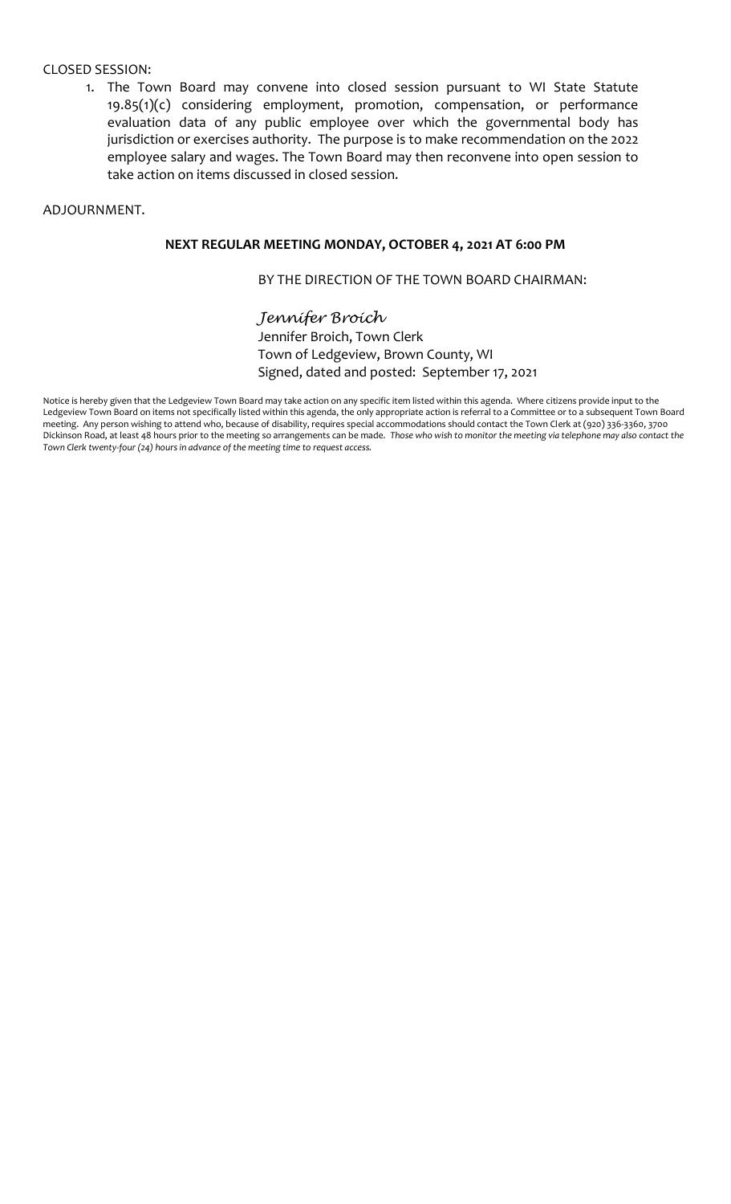CLOSED SESSION:

1. The Town Board may convene into closed session pursuant to WI State Statute 19.85(1)(c) considering employment, promotion, compensation, or performance evaluation data of any public employee over which the governmental body has jurisdiction or exercises authority. The purpose is to make recommendation on the 2022 employee salary and wages. The Town Board may then reconvene into open session to take action on items discussed in closed session.

ADJOURNMENT.

**NEXT REGULAR MEETING MONDAY, OCTOBER 4, 2021 AT 6:00 PM**

BY THE DIRECTION OF THE TOWN BOARD CHAIRMAN:

*Jennifer Broich*
Jennifer Broich, Town Clerk
Town of Ledgeview, Brown County, WI
Signed, dated and posted: September 17, 2021

Notice is hereby given that the Ledgeview Town Board may take action on any specific item listed within this agenda. Where citizens provide input to the Ledgeview Town Board on items not specifically listed within this agenda, the only appropriate action is referral to a Committee or to a subsequent Town Board meeting. Any person wishing to attend who, because of disability, requires special accommodations should contact the Town Clerk at (920) 336-3360, 3700 Dickinson Road, at least 48 hours prior to the meeting so arrangements can be made. *Those who wish to monitor the meeting via telephone may also contact the Town Clerk twenty-four (24) hours in advance of the meeting time to request access.*